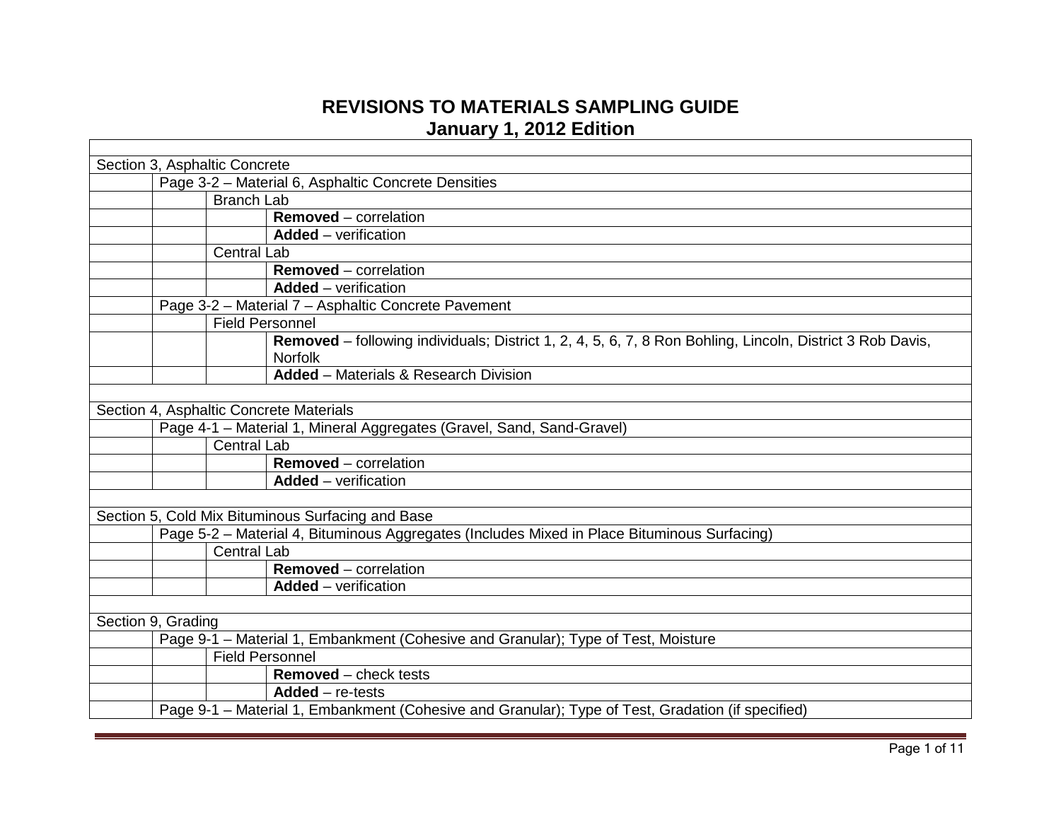# REVISIONS TO MATERIALS SAMPLING GUIDE
## January 1, 2012 Edition

| | | | |
|---|---|---|---|
| Section 3, Asphaltic Concrete | | | |
| | Page 3-2 – Material 6, Asphaltic Concrete Densities | | |
| | | Branch Lab | |
| | | | **Removed** – correlation |
| | | | **Added** – verification |
| | | Central Lab | |
| | | | **Removed** – correlation |
| | | | **Added** – verification |
| | Page 3-2 – Material 7 – Asphaltic Concrete Pavement | | |
| | | Field Personnel | |
| | | | **Removed** – following individuals; District 1, 2, 4, 5, 6, 7, 8 Ron Bohling, Lincoln, District 3 Rob Davis, Norfolk |
| | | | **Added** – Materials & Research Division |
| | | | |
| Section 4, Asphaltic Concrete Materials | | | |
| | Page 4-1 – Material 1, Mineral Aggregates (Gravel, Sand, Sand-Gravel) | | |
| | | Central Lab | |
| | | | **Removed** – correlation |
| | | | **Added** – verification |
| | | | |
| Section 5, Cold Mix Bituminous Surfacing and Base | | | |
| | Page 5-2 – Material 4, Bituminous Aggregates (Includes Mixed in Place Bituminous Surfacing) | | |
| | | Central Lab | |
| | | | **Removed** – correlation |
| | | | **Added** – verification |
| | | | |
| Section 9, Grading | | | |
| | Page 9-1 – Material 1, Embankment (Cohesive and Granular); Type of Test, Moisture | | |
| | | Field Personnel | |
| | | | **Removed** – check tests |
| | | | **Added** – re-tests |
| | Page 9-1 – Material 1, Embankment (Cohesive and Granular); Type of Test, Gradation (if specified) | | |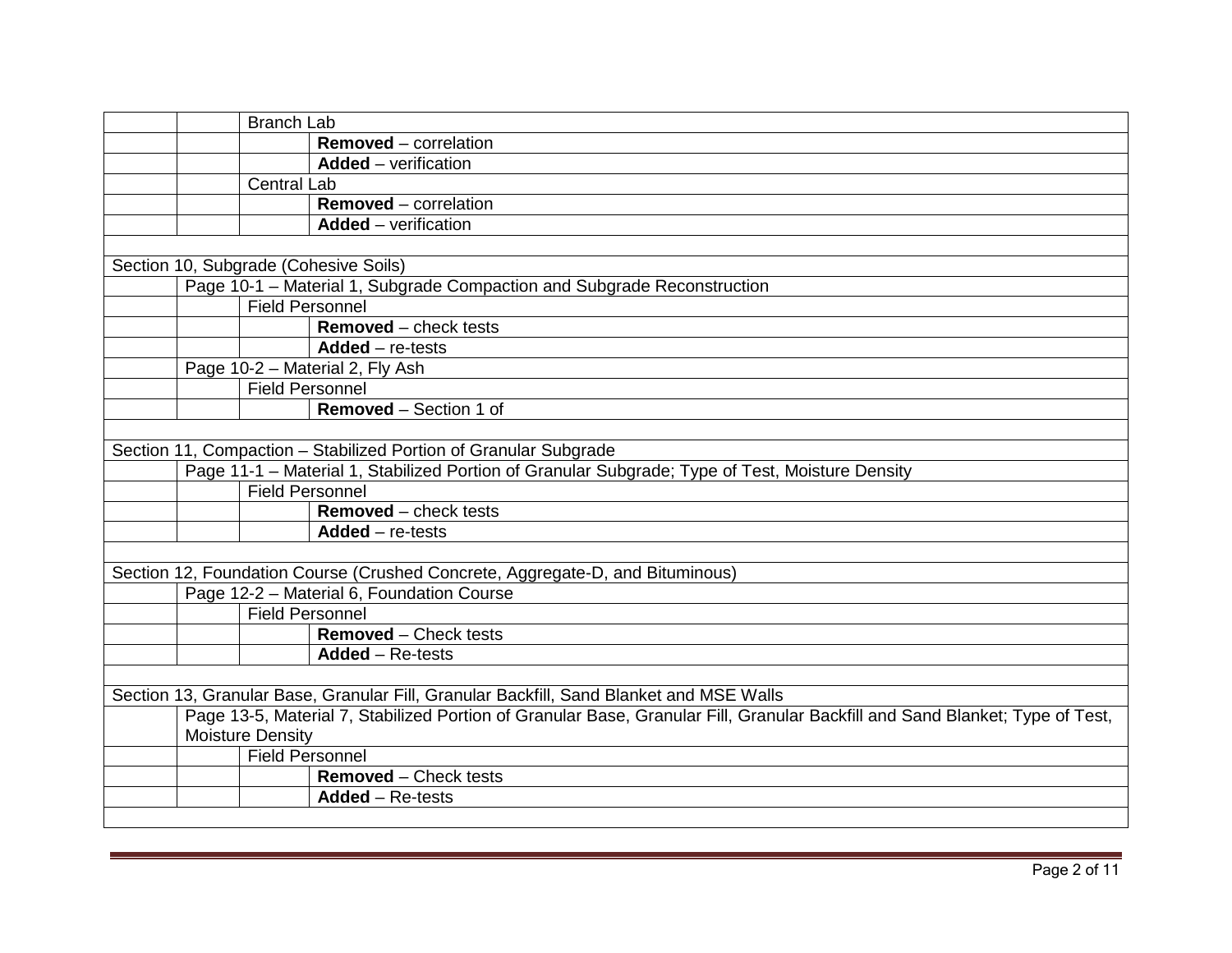| | | | |
|---|---|---|---|
| | | Branch Lab | |
| | | | **Removed** – correlation |
| | | | **Added** – verification |
| | | Central Lab | |
| | | | **Removed** – correlation |
| | | | **Added** – verification |
| | | | |
| Section 10, Subgrade (Cohesive Soils) | | | |
| | Page 10-1 – Material 1, Subgrade Compaction and Subgrade Reconstruction | | |
| | | Field Personnel | |
| | | | **Removed** – check tests |
| | | | **Added** – re-tests |
| | Page 10-2 – Material 2, Fly Ash | | |
| | | Field Personnel | |
| | | | **Removed** – Section 1 of |
| | | | |
| Section 11, Compaction – Stabilized Portion of Granular Subgrade | | | |
| | Page 11-1 – Material 1, Stabilized Portion of Granular Subgrade; Type of Test, Moisture Density | | |
| | | Field Personnel | |
| | | | **Removed** – check tests |
| | | | **Added** – re-tests |
| | | | |
| Section 12, Foundation Course (Crushed Concrete, Aggregate-D, and Bituminous) | | | |
| | Page 12-2 – Material 6, Foundation Course | | |
| | | Field Personnel | |
| | | | **Removed** – Check tests |
| | | | **Added** – Re-tests |
| | | | |
| Section 13, Granular Base, Granular Fill, Granular Backfill, Sand Blanket and MSE Walls | | | |
| | Page 13-5, Material 7, Stabilized Portion of Granular Base, Granular Fill, Granular Backfill and Sand Blanket; Type of Test, Moisture Density | | |
| | | Field Personnel | |
| | | | **Removed** – Check tests |
| | | | **Added** – Re-tests |
| | | | |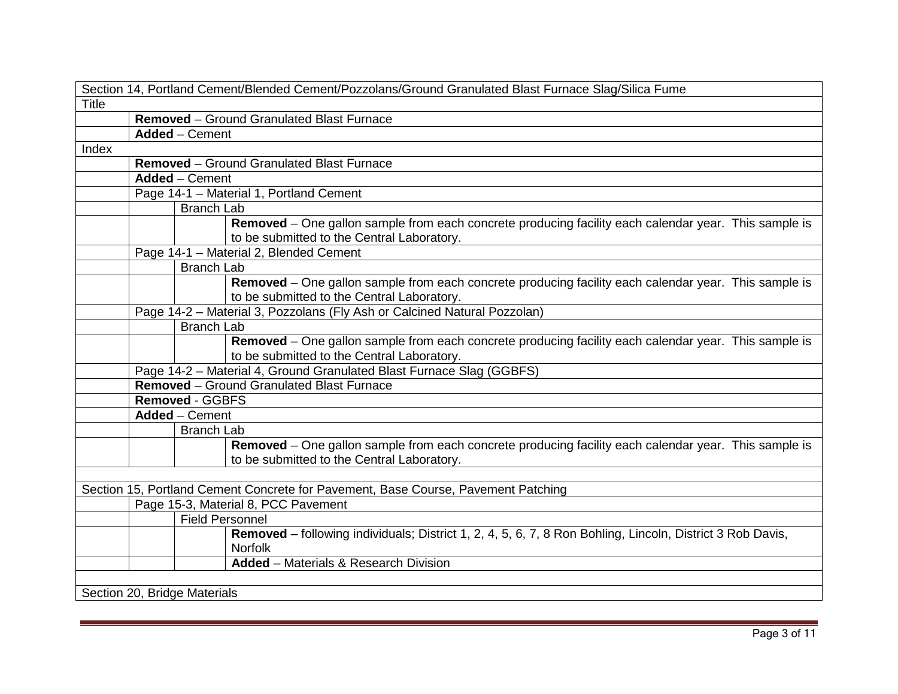| Section 14, Portland Cement/Blended Cement/Pozzolans/Ground Granulated Blast Furnace Slag/Silica Fume | | | |
|---|---|---|---|
| Title | | | |
| | **Removed** – Ground Granulated Blast Furnace | | |
| | **Added** – Cement | | |
| Index | | | |
| | **Removed** – Ground Granulated Blast Furnace | | |
| | **Added** – Cement | | |
| | Page 14-1 – Material 1, Portland Cement | | |
| | | Branch Lab | |
| | | | **Removed** – One gallon sample from each concrete producing facility each calendar year. This sample is to be submitted to the Central Laboratory. |
| | Page 14-1 – Material 2, Blended Cement | | |
| | | Branch Lab | |
| | | | **Removed** – One gallon sample from each concrete producing facility each calendar year. This sample is to be submitted to the Central Laboratory. |
| | Page 14-2 – Material 3, Pozzolans (Fly Ash or Calcined Natural Pozzolan) | | |
| | | Branch Lab | |
| | | | **Removed** – One gallon sample from each concrete producing facility each calendar year. This sample is to be submitted to the Central Laboratory. |
| | Page 14-2 – Material 4, Ground Granulated Blast Furnace Slag (GGBFS) | | |
| | **Removed** – Ground Granulated Blast Furnace | | |
| | **Removed** - GGBFS | | |
| | **Added** – Cement | | |
| | | Branch Lab | |
| | | | **Removed** – One gallon sample from each concrete producing facility each calendar year. This sample is to be submitted to the Central Laboratory. |
| | | | |
| Section 15, Portland Cement Concrete for Pavement, Base Course, Pavement Patching | | | |
| | Page 15-3, Material 8, PCC Pavement | | |
| | | Field Personnel | |
| | | | **Removed** – following individuals; District 1, 2, 4, 5, 6, 7, 8 Ron Bohling, Lincoln, District 3 Rob Davis, Norfolk |
| | | | **Added** – Materials & Research Division |
| | | | |
| Section 20, Bridge Materials | | | |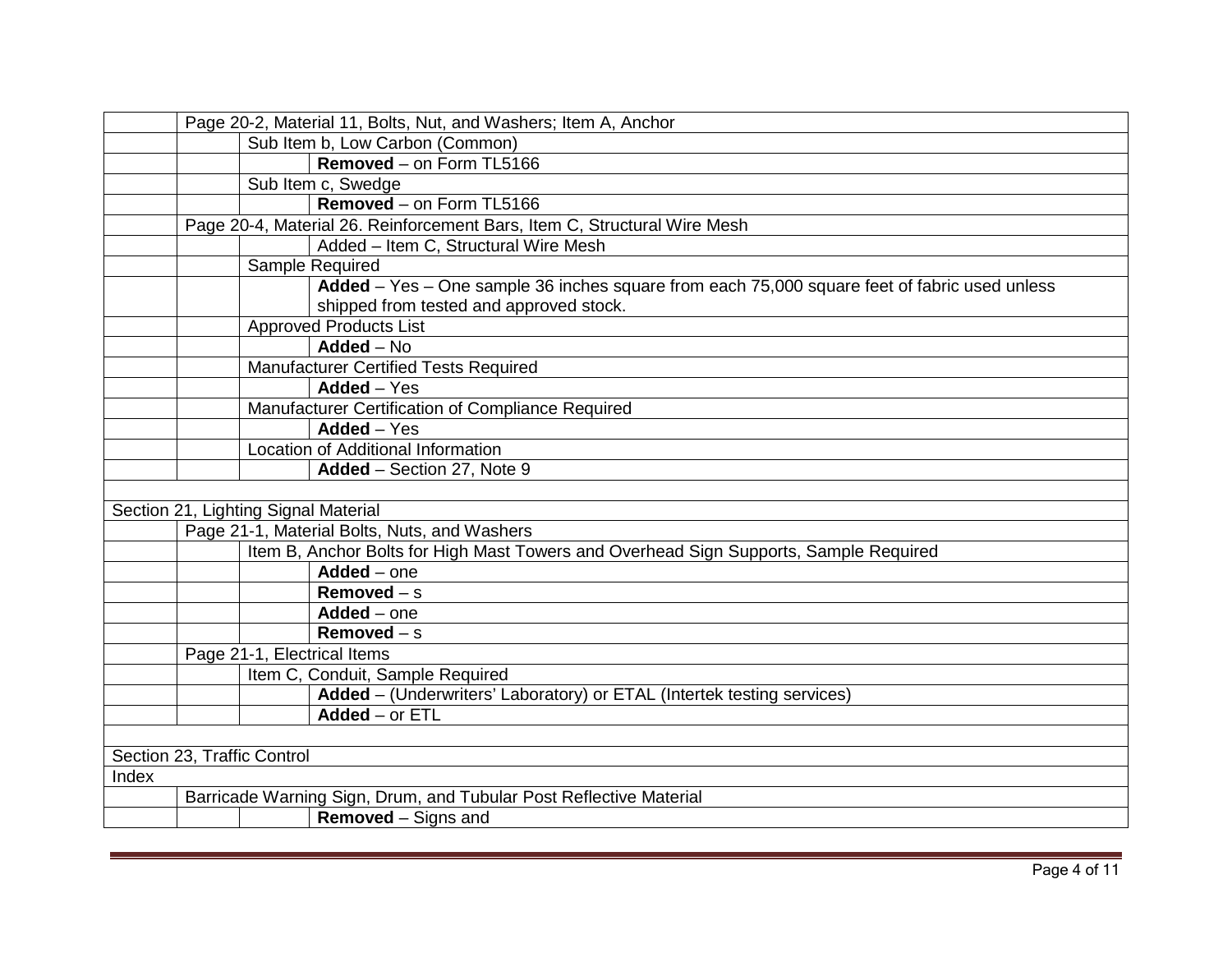| | | | |
|---|---|---|---|
| | Page 20-2, Material 11, Bolts, Nut, and Washers; Item A, Anchor | | |
| | | Sub Item b, Low Carbon (Common) | |
| | | | **Removed** – on Form TL5166 |
| | | Sub Item c, Swedge | |
| | | | **Removed** – on Form TL5166 |
| | Page 20-4, Material 26. Reinforcement Bars, Item C, Structural Wire Mesh | | |
| | | | Added – Item C, Structural Wire Mesh |
| | | Sample Required | |
| | | | **Added** – Yes – One sample 36 inches square from each 75,000 square feet of fabric used unless shipped from tested and approved stock. |
| | | Approved Products List | |
| | | | **Added** – No |
| | | Manufacturer Certified Tests Required | |
| | | | **Added** – Yes |
| | | Manufacturer Certification of Compliance Required | |
| | | | **Added** – Yes |
| | | Location of Additional Information | |
| | | | **Added** – Section 27, Note 9 |
| | | | |
| Section 21, Lighting Signal Material | | | |
| | Page 21-1, Material Bolts, Nuts, and Washers | | |
| | | Item B, Anchor Bolts for High Mast Towers and Overhead Sign Supports, Sample Required | |
| | | | **Added** – one |
| | | | **Removed** – s |
| | | | **Added** – one |
| | | | **Removed** – s |
| | Page 21-1, Electrical Items | | |
| | | Item C, Conduit, Sample Required | |
| | | | **Added** – (Underwriters' Laboratory) or ETAL (Intertek testing services) |
| | | | **Added** – or ETL |
| | | | |
| Section 23, Traffic Control | | | |
| Index | | | |
| | Barricade Warning Sign, Drum, and Tubular Post Reflective Material | | |
| | | | **Removed** – Signs and |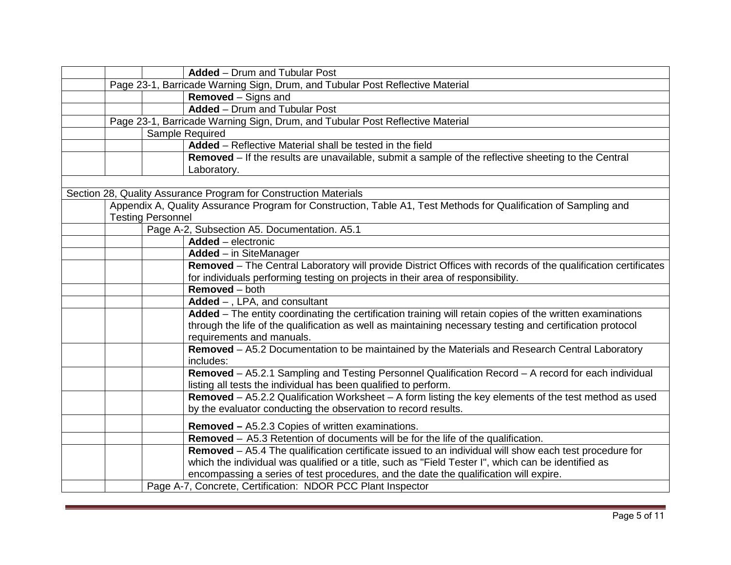| | | | |
|---|---|---|---|
| | | | **Added** – Drum and Tubular Post |
| | Page 23-1, Barricade Warning Sign, Drum, and Tubular Post Reflective Material | | |
| | | | **Removed** – Signs and |
| | | | **Added** – Drum and Tubular Post |
| | Page 23-1, Barricade Warning Sign, Drum, and Tubular Post Reflective Material | | |
| | | Sample Required | |
| | | | **Added** – Reflective Material shall be tested in the field |
| | | | **Removed** – If the results are unavailable, submit a sample of the reflective sheeting to the Central Laboratory. |
| | | | |
| Section 28, Quality Assurance Program for Construction Materials | | | |
| | Appendix A, Quality Assurance Program for Construction, Table A1, Test Methods for Qualification of Sampling and Testing Personnel | | |
| | | Page A-2, Subsection A5. Documentation. A5.1 | |
| | | | **Added** – electronic |
| | | | **Added** – in SiteManager |
| | | | **Removed** – The Central Laboratory will provide District Offices with records of the qualification certificates for individuals performing testing on projects in their area of responsibility. |
| | | | **Removed** – both |
| | | | **Added** – , LPA, and consultant |
| | | | **Added** – The entity coordinating the certification training will retain copies of the written examinations through the life of the qualification as well as maintaining necessary testing and certification protocol requirements and manuals. |
| | | | **Removed** – A5.2 Documentation to be maintained by the Materials and Research Central Laboratory includes: |
| | | | **Removed** – A5.2.1 Sampling and Testing Personnel Qualification Record – A record for each individual listing all tests the individual has been qualified to perform. |
| | | | **Removed** – A5.2.2 Qualification Worksheet – A form listing the key elements of the test method as used by the evaluator conducting the observation to record results. |
| | | | **Removed –** A5.2.3 Copies of written examinations. |
| | | | **Removed** – A5.3 Retention of documents will be for the life of the qualification. |
| | | | **Removed** – A5.4 The qualification certificate issued to an individual will show each test procedure for which the individual was qualified or a title, such as "Field Tester I", which can be identified as encompassing a series of test procedures, and the date the qualification will expire. |
| | | Page A-7, Concrete, Certification: NDOR PCC Plant Inspector | |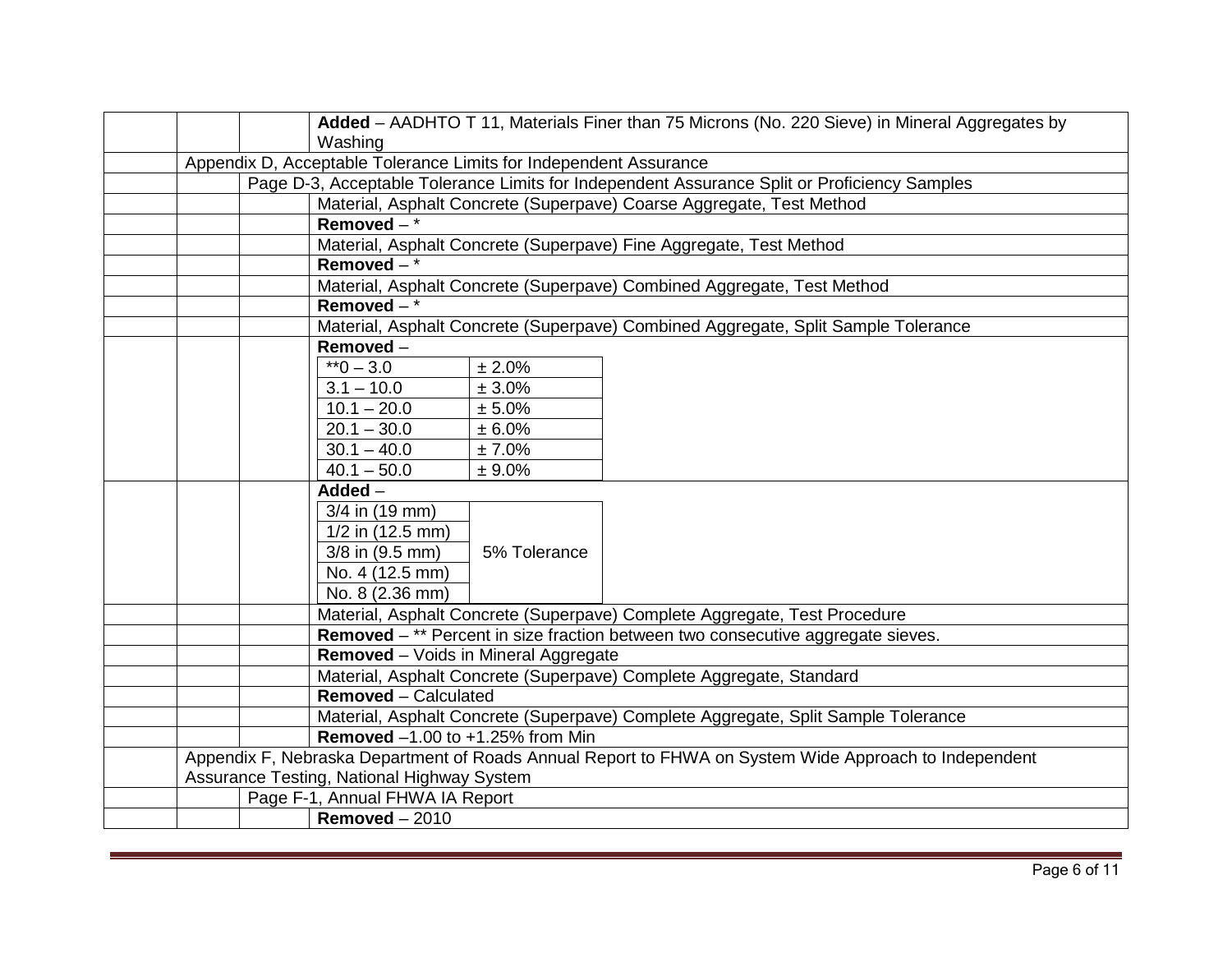| | | | |
|---|---|---|---|
| | | | **Added** – AADHTO T 11, Materials Finer than 75 Microns (No. 220 Sieve) in Mineral Aggregates by Washing |
| | Appendix D, Acceptable Tolerance Limits for Independent Assurance | | |
| | | Page D-3, Acceptable Tolerance Limits for Independent Assurance Split or Proficiency Samples | |
| | | | Material, Asphalt Concrete (Superpave) Coarse Aggregate, Test Method |
| | | | **Removed** – * |
| | | | Material, Asphalt Concrete (Superpave) Fine Aggregate, Test Method |
| | | | **Removed** – * |
| | | | Material, Asphalt Concrete (Superpave) Combined Aggregate, Test Method |
| | | | **Removed** – * |
| | | | Material, Asphalt Concrete (Superpave) Combined Aggregate, Split Sample Tolerance |
| | | | **Removed** – <br>**0 – 3.0 ± 2.0%<br>3.1 – 10.0 ± 3.0%<br>10.1 – 20.0 ± 5.0%<br>20.1 – 30.0 ± 6.0%<br>30.1 – 40.0 ± 7.0%<br>40.1 – 50.0 ± 9.0% |
| | | | **Added** – <br>3/4 in (19 mm)<br>1/2 in (12.5 mm)<br>3/8 in (9.5 mm)<br>No. 4 (12.5 mm)<br>No. 8 (2.36 mm)<br>5% Tolerance |
| | | | Material, Asphalt Concrete (Superpave) Complete Aggregate, Test Procedure |
| | | | **Removed** – ** Percent in size fraction between two consecutive aggregate sieves. |
| | | | **Removed** – Voids in Mineral Aggregate |
| | | | Material, Asphalt Concrete (Superpave) Complete Aggregate, Standard |
| | | | **Removed** – Calculated |
| | | | Material, Asphalt Concrete (Superpave) Complete Aggregate, Split Sample Tolerance |
| | | | **Removed** –1.00 to +1.25% from Min |
| | Appendix F, Nebraska Department of Roads Annual Report to FHWA on System Wide Approach to Independent Assurance Testing, National Highway System | | |
| | | Page F-1, Annual FHWA IA Report | |
| | | | **Removed** – 2010 |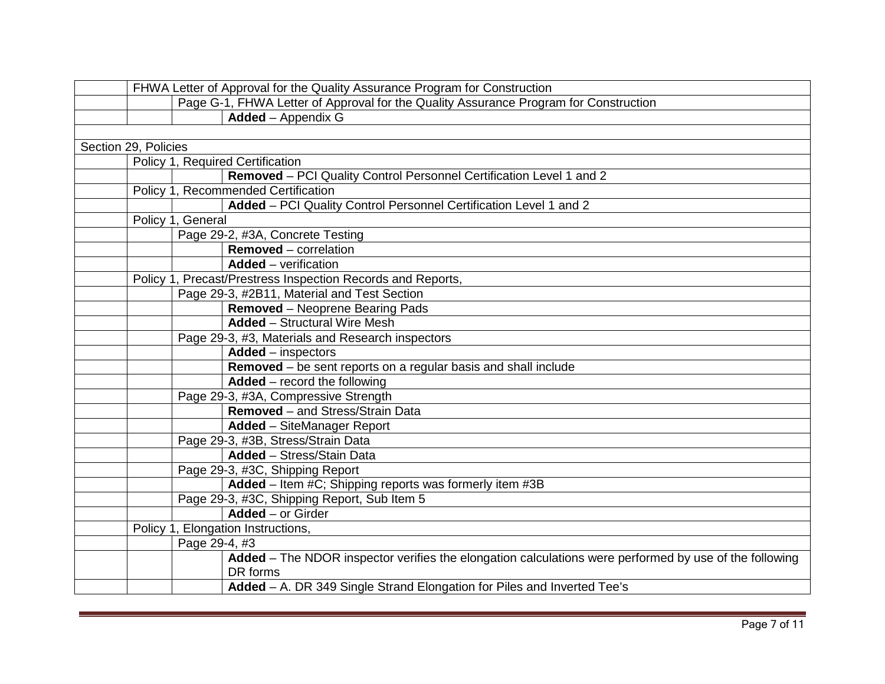| | | | |
|---|---|---|---|
| | FHWA Letter of Approval for the Quality Assurance Program for Construction | | |
| | | Page G-1, FHWA Letter of Approval for the Quality Assurance Program for Construction | |
| | | | **Added** – Appendix G |
| | | | |
| Section 29, Policies | | | |
| | Policy 1, Required Certification | | |
| | | | **Removed** – PCI Quality Control Personnel Certification Level 1 and 2 |
| | Policy 1, Recommended Certification | | |
| | | | **Added** – PCI Quality Control Personnel Certification Level 1 and 2 |
| | Policy 1, General | | |
| | | Page 29-2, #3A, Concrete Testing | |
| | | | **Removed** – correlation |
| | | | **Added** – verification |
| | Policy 1, Precast/Prestress Inspection Records and Reports, | | |
| | | Page 29-3, #2B11, Material and Test Section | |
| | | | **Removed** – Neoprene Bearing Pads |
| | | | **Added** – Structural Wire Mesh |
| | | Page 29-3, #3, Materials and Research inspectors | |
| | | | **Added** – inspectors |
| | | | **Removed** – be sent reports on a regular basis and shall include |
| | | | **Added** – record the following |
| | | Page 29-3, #3A, Compressive Strength | |
| | | | **Removed** – and Stress/Strain Data |
| | | | **Added** – SiteManager Report |
| | | Page 29-3, #3B, Stress/Strain Data | |
| | | | **Added** – Stress/Stain Data |
| | | Page 29-3, #3C, Shipping Report | |
| | | | **Added** – Item #C; Shipping reports was formerly item #3B |
| | | Page 29-3, #3C, Shipping Report, Sub Item 5 | |
| | | | **Added** – or Girder |
| | Policy 1, Elongation Instructions, | | |
| | | Page 29-4, #3 | |
| | | | **Added** – The NDOR inspector verifies the elongation calculations were performed by use of the following DR forms |
| | | | **Added** – A. DR 349 Single Strand Elongation for Piles and Inverted Tee's |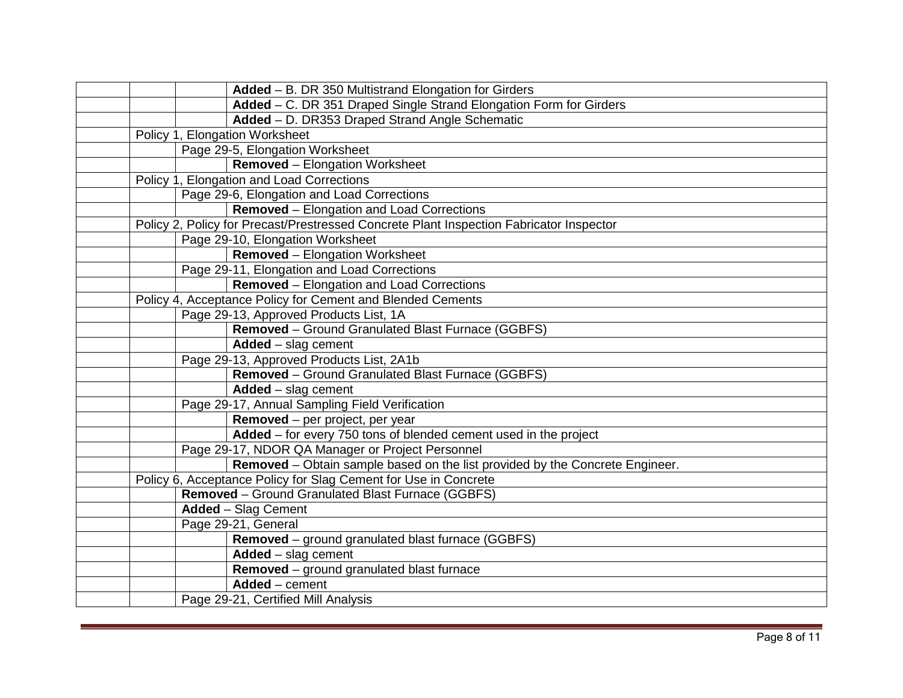| | | | |
|---|---|---|---|
| | | | **Added** – B. DR 350 Multistrand Elongation for Girders |
| | | | **Added** – C. DR 351 Draped Single Strand Elongation Form for Girders |
| | | | **Added** – D. DR353 Draped Strand Angle Schematic |
| | Policy 1, Elongation Worksheet | | |
| | | Page 29-5, Elongation Worksheet | |
| | | | **Removed** – Elongation Worksheet |
| | Policy 1, Elongation and Load Corrections | | |
| | | Page 29-6, Elongation and Load Corrections | |
| | | | **Removed** – Elongation and Load Corrections |
| | Policy 2, Policy for Precast/Prestressed Concrete Plant Inspection Fabricator Inspector | | |
| | | Page 29-10, Elongation Worksheet | |
| | | | **Removed** – Elongation Worksheet |
| | | Page 29-11, Elongation and Load Corrections | |
| | | | **Removed** – Elongation and Load Corrections |
| | Policy 4, Acceptance Policy for Cement and Blended Cements | | |
| | | Page 29-13, Approved Products List, 1A | |
| | | | **Removed** – Ground Granulated Blast Furnace (GGBFS) |
| | | | **Added** – slag cement |
| | | Page 29-13, Approved Products List, 2A1b | |
| | | | **Removed** – Ground Granulated Blast Furnace (GGBFS) |
| | | | **Added** – slag cement |
| | | Page 29-17, Annual Sampling Field Verification | |
| | | | **Removed** – per project, per year |
| | | | **Added** – for every 750 tons of blended cement used in the project |
| | | Page 29-17, NDOR QA Manager or Project Personnel | |
| | | | **Removed** – Obtain sample based on the list provided by the Concrete Engineer. |
| | Policy 6, Acceptance Policy for Slag Cement for Use in Concrete | | |
| | | **Removed** – Ground Granulated Blast Furnace (GGBFS) | |
| | | **Added** – Slag Cement | |
| | | Page 29-21, General | |
| | | | **Removed** – ground granulated blast furnace (GGBFS) |
| | | | **Added** – slag cement |
| | | | **Removed** – ground granulated blast furnace |
| | | | **Added** – cement |
| | | Page 29-21, Certified Mill Analysis | |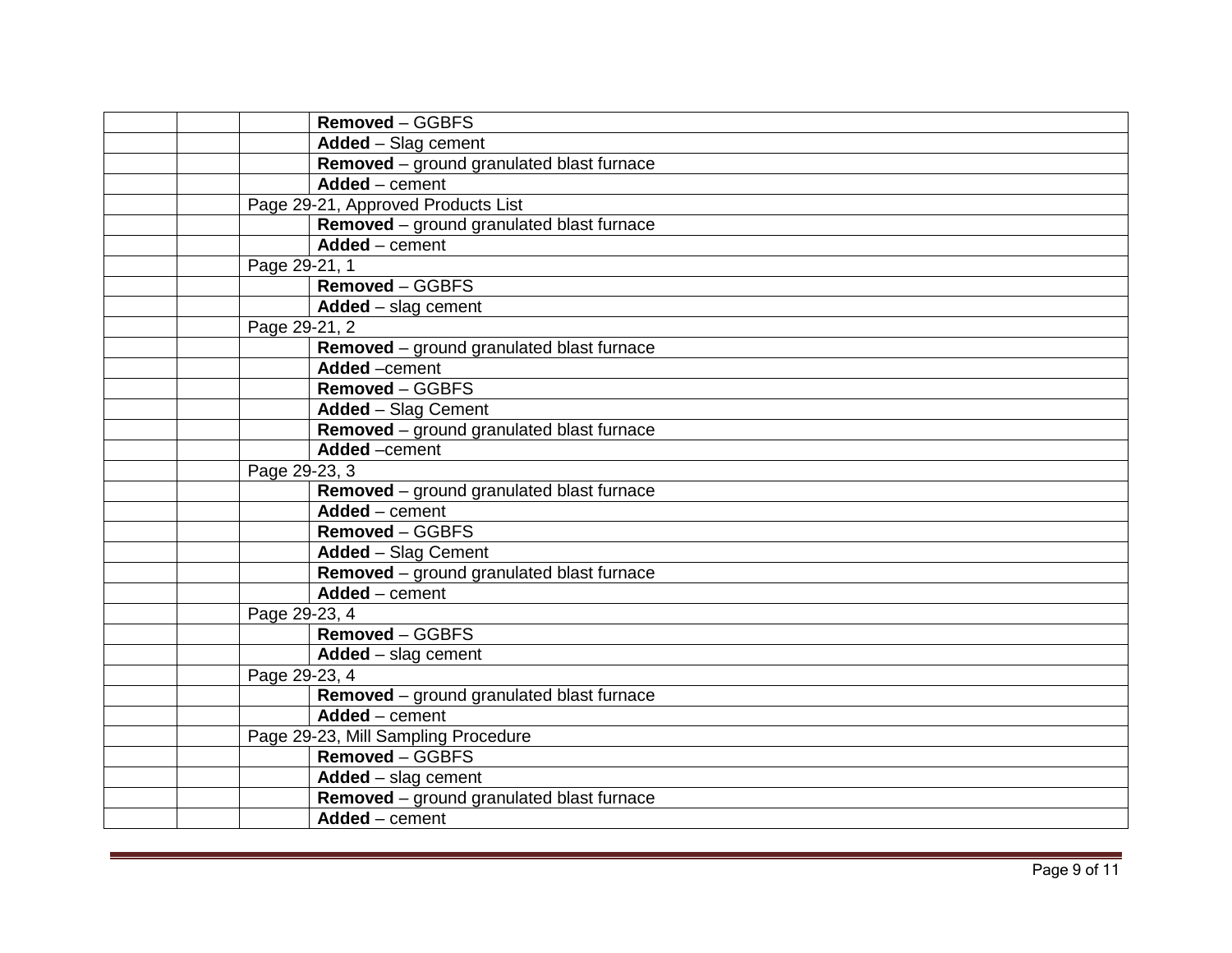| | | | |
|---|---|---|---|
| | | | **Removed** – GGBFS |
| | | | **Added** – Slag cement |
| | | | **Removed** – ground granulated blast furnace |
| | | | **Added** – cement |
| | | Page 29-21, Approved Products List | |
| | | | **Removed** – ground granulated blast furnace |
| | | | **Added** – cement |
| | | Page 29-21, 1 | |
| | | | **Removed** – GGBFS |
| | | | **Added** – slag cement |
| | | Page 29-21, 2 | |
| | | | **Removed** – ground granulated blast furnace |
| | | | **Added** –cement |
| | | | **Removed** – GGBFS |
| | | | **Added** – Slag Cement |
| | | | **Removed** – ground granulated blast furnace |
| | | | **Added** –cement |
| | | Page 29-23, 3 | |
| | | | **Removed** – ground granulated blast furnace |
| | | | **Added** – cement |
| | | | **Removed** – GGBFS |
| | | | **Added** – Slag Cement |
| | | | **Removed** – ground granulated blast furnace |
| | | | **Added** – cement |
| | | Page 29-23, 4 | |
| | | | **Removed** – GGBFS |
| | | | **Added** – slag cement |
| | | Page 29-23, 4 | |
| | | | **Removed** – ground granulated blast furnace |
| | | | **Added** – cement |
| | | Page 29-23, Mill Sampling Procedure | |
| | | | **Removed** – GGBFS |
| | | | **Added** – slag cement |
| | | | **Removed** – ground granulated blast furnace |
| | | | **Added** – cement |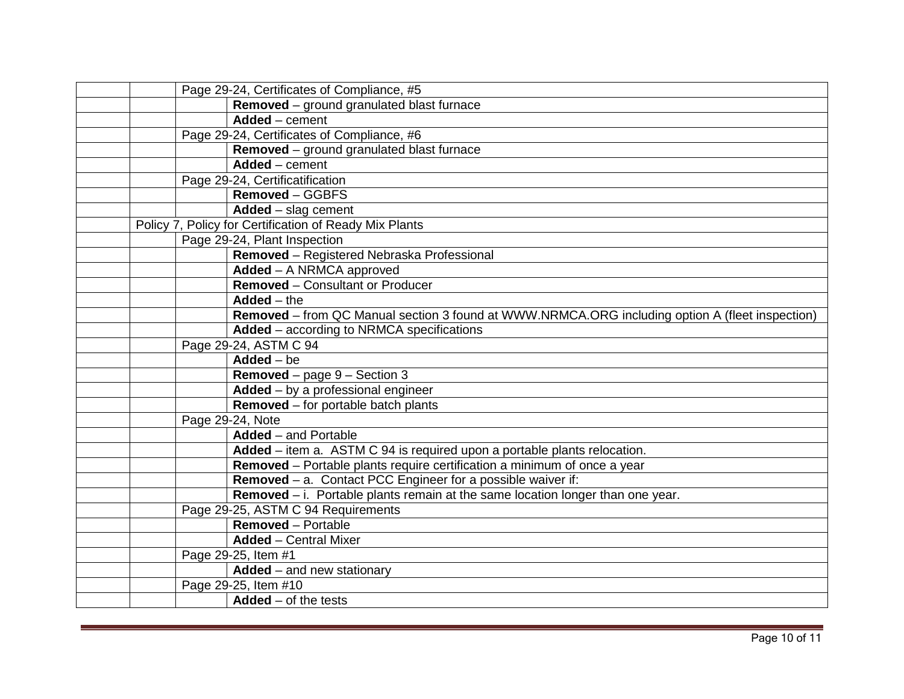| | | | |
|---|---|---|---|
| | | Page 29-24, Certificates of Compliance, #5 | |
| | | | **Removed** – ground granulated blast furnace |
| | | | **Added** – cement |
| | | Page 29-24, Certificates of Compliance, #6 | |
| | | | **Removed** – ground granulated blast furnace |
| | | | **Added** – cement |
| | | Page 29-24, Certificatification | |
| | | | **Removed** – GGBFS |
| | | | **Added** – slag cement |
| | Policy 7, Policy for Certification of Ready Mix Plants | | |
| | | Page 29-24, Plant Inspection | |
| | | | **Removed** – Registered Nebraska Professional |
| | | | **Added** – A NRMCA approved |
| | | | **Removed** – Consultant or Producer |
| | | | **Added** – the |
| | | | **Removed** – from QC Manual section 3 found at WWW.NRMCA.ORG including option A (fleet inspection) |
| | | | **Added** – according to NRMCA specifications |
| | | Page 29-24, ASTM C 94 | |
| | | | **Added** – be |
| | | | **Removed** – page 9 – Section 3 |
| | | | **Added** – by a professional engineer |
| | | | **Removed** – for portable batch plants |
| | | Page 29-24, Note | |
| | | | **Added** – and Portable |
| | | | **Added** – item a. ASTM C 94 is required upon a portable plants relocation. |
| | | | **Removed** – Portable plants require certification a minimum of once a year |
| | | | **Removed** – a. Contact PCC Engineer for a possible waiver if: |
| | | | **Removed** – i. Portable plants remain at the same location longer than one year. |
| | | Page 29-25, ASTM C 94 Requirements | |
| | | | **Removed** – Portable |
| | | | **Added** – Central Mixer |
| | | Page 29-25, Item #1 | |
| | | | **Added** – and new stationary |
| | | Page 29-25, Item #10 | |
| | | | **Added** – of the tests |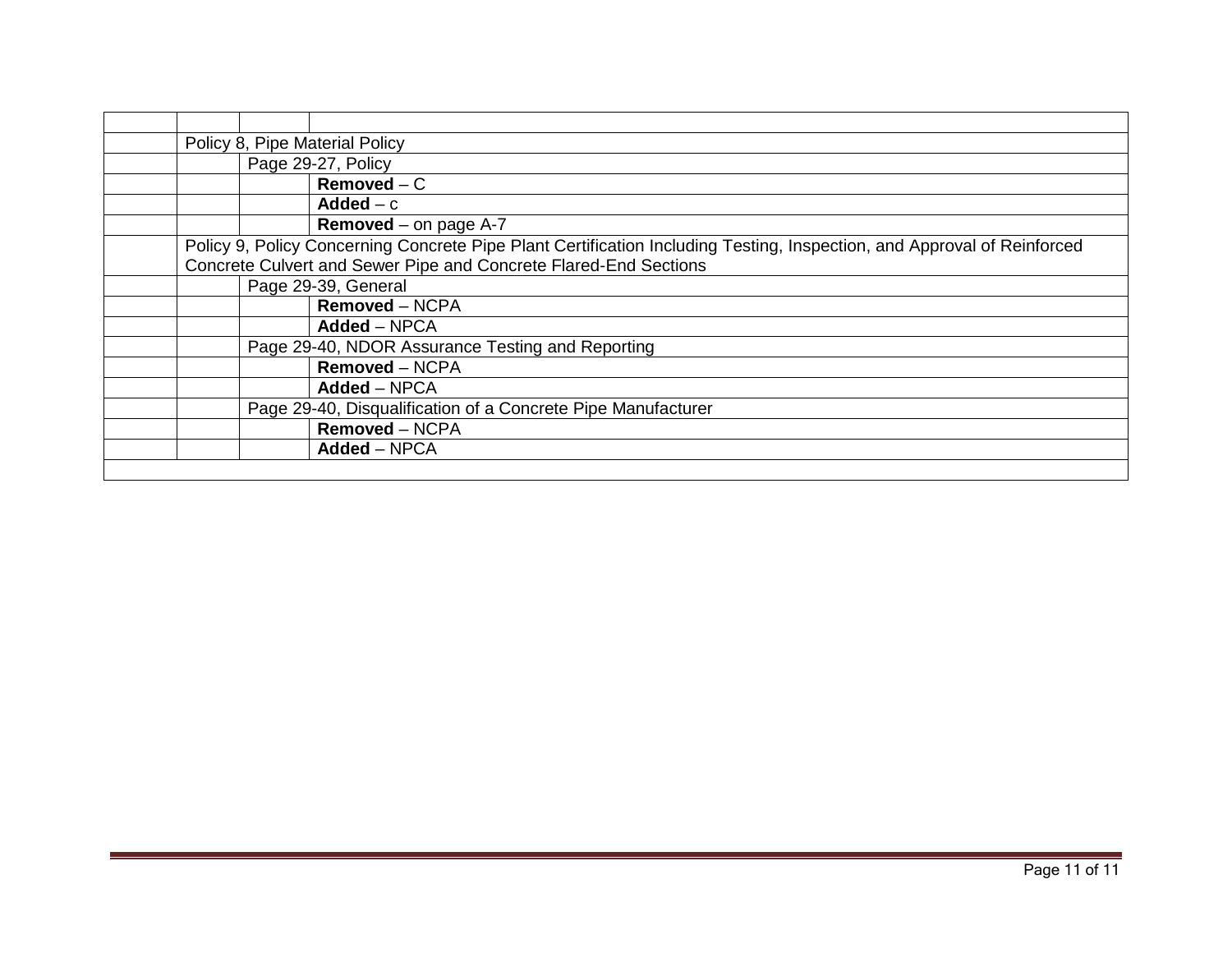| | | | |
|---|---|---|---|
| | | | |
| | Policy 8, Pipe Material Policy | | |
| | | Page 29-27, Policy | |
| | | | **Removed** – C |
| | | | **Added** – c |
| | | | **Removed** – on page A-7 |
| | Policy 9, Policy Concerning Concrete Pipe Plant Certification Including Testing, Inspection, and Approval of Reinforced Concrete Culvert and Sewer Pipe and Concrete Flared-End Sections | | |
| | | Page 29-39, General | |
| | | | **Removed** – NCPA |
| | | | **Added** – NPCA |
| | | Page 29-40, NDOR Assurance Testing and Reporting | |
| | | | **Removed** – NCPA |
| | | | **Added** – NPCA |
| | | Page 29-40, Disqualification of a Concrete Pipe Manufacturer | |
| | | | **Removed** – NCPA |
| | | | **Added** – NPCA |
| | | | |